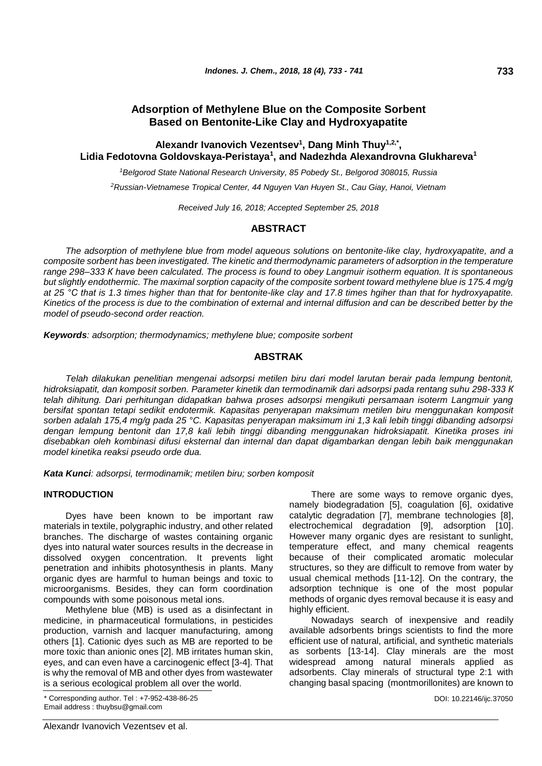# Adsorption of Methylene Blue on the Composite Sorbent Based on Bentonite-Like Clay and Hydroxyapatite

**Alexandr Ivanovich Vezentsev[1], Dang Minh Thuy[1,2,*], Lidia Fedotovna Goldovskaya-Peristaya[1], and Nadezhda Alexandrovna Glukhareva[1]**

[1]*Belgorod State National Research University, 85 Pobedy St., Belgorod 308015, Russia*

[2]*Russian-Vietnamese Tropical Center, 44 Nguyen Van Huyen St., Cau Giay, Hanoi, Vietnam*

*Received July 16, 2018; Accepted September 25, 2018*

## ABSTRACT

*The adsorption of methylene blue from model aqueous solutions on bentonite-like clay, hydroxyapatite, and a composite sorbent has been investigated. The kinetic and thermodynamic parameters of adsorption in the temperature range 298–333 K have been calculated. The process is found to obey Langmuir isotherm equation. It is spontaneous but slightly endothermic. The maximal sorption capacity of the composite sorbent toward methylene blue is 175.4 mg/g at 25 °C that is 1.3 times higher than that for bentonite-like clay and 17.8 times hgiher than that for hydroxyapatite. Kinetics of the process is due to the combination of external and internal diffusion and can be described better by the model of pseudo-second order reaction.*

***Keywords**: adsorption; thermodynamics; methylene blue; composite sorbent*

## ABSTRAK

*Telah dilakukan penelitian mengenai adsorpsi metilen biru dari model larutan berair pada lempung bentonit, hidroksiapatit, dan komposit sorben. Parameter kinetik dan termodinamik dari adsorpsi pada rentang suhu 298-333 K telah dihitung. Dari perhitungan didapatkan bahwa proses adsorpsi mengikuti persamaan isoterm Langmuir yang bersifat spontan tetapi sedikit endotermik. Kapasitas penyerapan maksimum metilen biru menggunakan komposit sorben adalah 175,4 mg/g pada 25 °C. Kapasitas penyerapan maksimum ini 1,3 kali lebih tinggi dibanding adsorpsi dengan lempung bentonit dan 17,8 kali lebih tinggi dibanding menggunakan hidroksiapatit. Kinetika proses ini disebabkan oleh kombinasi difusi eksternal dan internal dan dapat digambarkan dengan lebih baik menggunakan model kinetika reaksi pseudo orde dua.*

***Kata Kunci**: adsorpsi, termodinamik; metilen biru; sorben komposit*

## INTRODUCTION

Dyes have been known to be important raw materials in textile, polygraphic industry, and other related branches. The discharge of wastes containing organic dyes into natural water sources results in the decrease in dissolved oxygen concentration. It prevents light penetration and inhibits photosynthesis in plants. Many organic dyes are harmful to human beings and toxic to microorganisms. Besides, they can form coordination compounds with some poisonous metal ions.

Methylene blue (MB) is used as a disinfectant in medicine, in pharmaceutical formulations, in pesticides production, varnish and lacquer manufacturing, among others [1]. Cationic dyes such as MB are reported to be more toxic than anionic ones [2]. MB irritates human skin, eyes, and can even have a carcinogenic effect [3-4]. That is why the removal of MB and other dyes from wastewater is a serious ecological problem all over the world.

There are some ways to remove organic dyes, namely biodegradation [5], coagulation [6], oxidative catalytic degradation [7], membrane technologies [8], electrochemical degradation [9], adsorption [10]. However many organic dyes are resistant to sunlight, temperature effect, and many chemical reagents because of their complicated aromatic molecular structures, so they are difficult to remove from water by usual chemical methods [11-12]. On the contrary, the adsorption technique is one of the most popular methods of organic dyes removal because it is easy and highly efficient.

Nowadays search of inexpensive and readily available adsorbents brings scientists to find the more efficient use of natural, artificial, and synthetic materials as sorbents [13-14]. Clay minerals are the most widespread among natural minerals applied as adsorbents. Clay minerals of structural type 2:1 with changing basal spacing (montmorillonites) are known to

\* Corresponding author. Tel : +7-952-438-86-25
Email address : thuybsu@gmail.com

DOI: 10.22146/ijc.37050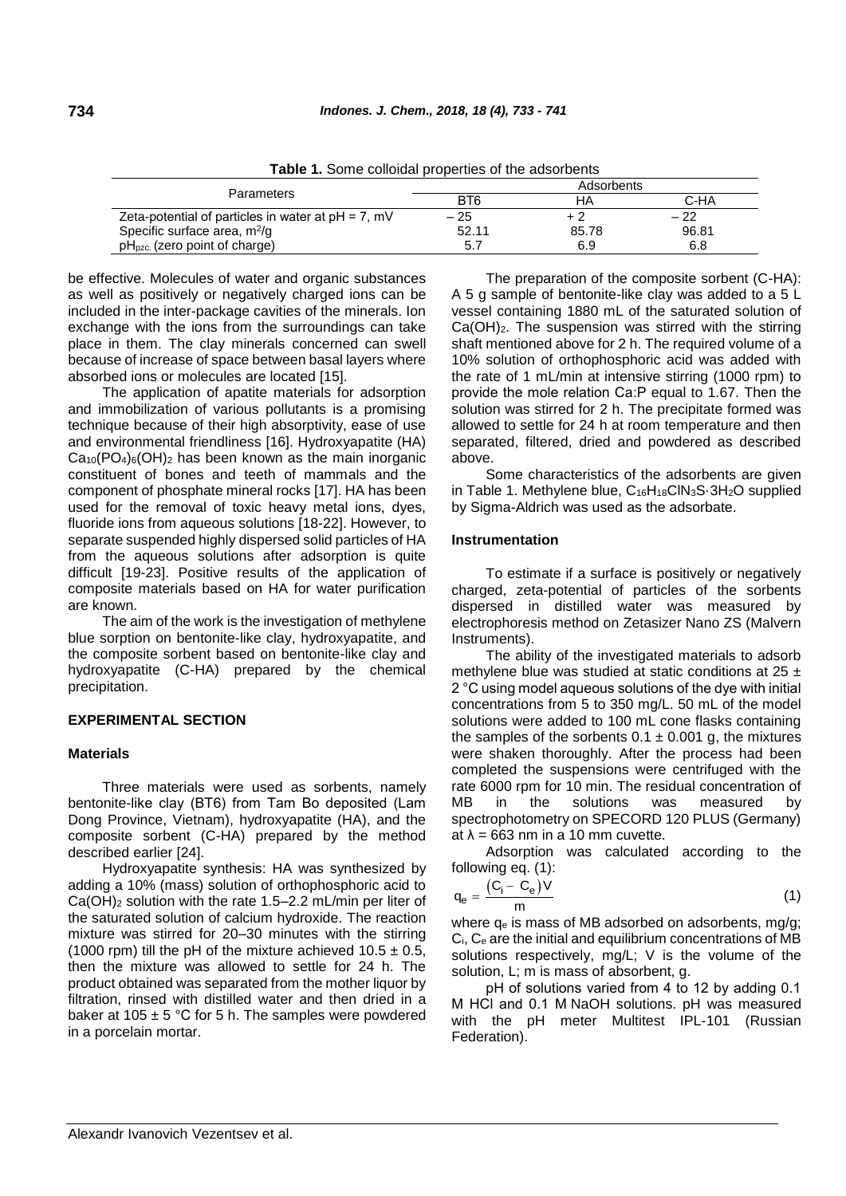**Table 1.** Some colloidal properties of the adsorbents

| Parameters | Adsorbents | | |
|---|---|---|---|
| | BT6 | HA | C-HA |
| Zeta-potential of particles in water at pH = 7, mV | – 25 | + 2 | – 22 |
| Specific surface area, $m^2/g$ | 52.11 | 85.78 | 96.81 |
| $pH_{pzc.}$ (zero point of charge) | 5.7 | 6.9 | 6.8 |

be effective. Molecules of water and organic substances as well as positively or negatively charged ions can be included in the inter-package cavities of the minerals. Ion exchange with the ions from the surroundings can take place in them. The clay minerals concerned can swell because of increase of space between basal layers where absorbed ions or molecules are located [15].

The application of apatite materials for adsorption and immobilization of various pollutants is a promising technique because of their high absorptivity, ease of use and environmental friendliness [16]. Hydroxyapatite (HA) $Ca_{10}(PO_4)_6(OH)_2$ has been known as the main inorganic constituent of bones and teeth of mammals and the component of phosphate mineral rocks [17]. HA has been used for the removal of toxic heavy metal ions, dyes, fluoride ions from aqueous solutions [18-22]. However, to separate suspended highly dispersed solid particles of HA from the aqueous solutions after adsorption is quite difficult [19-23]. Positive results of the application of composite materials based on HA for water purification are known.

The aim of the work is the investigation of methylene blue sorption on bentonite-like clay, hydroxyapatite, and the composite sorbent based on bentonite-like clay and hydroxyapatite (C-HA) prepared by the chemical precipitation.

## EXPERIMENTAL SECTION

### Materials

Three materials were used as sorbents, namely bentonite-like clay (BT6) from Tam Bo deposited (Lam Dong Province, Vietnam), hydroxyapatite (HA), and the composite sorbent (C-HA) prepared by the method described earlier [24].

Hydroxyapatite synthesis: HA was synthesized by adding a 10% (mass) solution of orthophosphoric acid to $Ca(OH)_2$ solution with the rate 1.5–2.2 mL/min per liter of the saturated solution of calcium hydroxide. The reaction mixture was stirred for 20–30 minutes with the stirring (1000 rpm) till the pH of the mixture achieved $10.5 \pm 0.5$, then the mixture was allowed to settle for 24 h. The product obtained was separated from the mother liquor by filtration, rinsed with distilled water and then dried in a baker at $105 \pm 5$ °C for 5 h. The samples were powdered in a porcelain mortar.

The preparation of the composite sorbent (C-HA): A 5 g sample of bentonite-like clay was added to a 5 L vessel containing 1880 mL of the saturated solution of $Ca(OH)_2$. The suspension was stirred with the stirring shaft mentioned above for 2 h. The required volume of a 10% solution of orthophosphoric acid was added with the rate of 1 mL/min at intensive stirring (1000 rpm) to provide the mole relation Ca:P equal to 1.67. Then the solution was stirred for 2 h. The precipitate formed was allowed to settle for 24 h at room temperature and then separated, filtered, dried and powdered as described above.

Some characteristics of the adsorbents are given in Table 1. Methylene blue, $C_{16}H_{18}ClN_3S{\cdot}3H_2O$ supplied by Sigma-Aldrich was used as the adsorbate.

### Instrumentation

To estimate if a surface is positively or negatively charged, zeta-potential of particles of the sorbents dispersed in distilled water was measured by electrophoresis method on Zetasizer Nano ZS (Malvern Instruments).

The ability of the investigated materials to adsorb methylene blue was studied at static conditions at $25 \pm 2$ °C using model aqueous solutions of the dye with initial concentrations from 5 to 350 mg/L. 50 mL of the model solutions were added to 100 mL cone flasks containing the samples of the sorbents $0.1 \pm 0.001$ g, the mixtures were shaken thoroughly. After the process had been completed the suspensions were centrifuged with the rate 6000 rpm for 10 min. The residual concentration of MB in the solutions was measured by spectrophotometry on SPECORD 120 PLUS (Germany) at $\lambda = 663$ nm in a 10 mm cuvette.

Adsorption was calculated according to the following eq. (1):

$$q_e = \frac{(C_i - C_e)V}{m} \quad (1)$$

where $q_e$ is mass of MB adsorbed on adsorbents, mg/g; $C_i$, $C_e$ are the initial and equilibrium concentrations of MB solutions respectively, mg/L; V is the volume of the solution, L; m is mass of absorbent, g.

pH of solutions varied from 4 to 12 by adding 0.1 M HCl and 0.1 M NaOH solutions. pH was measured with the pH meter Multitest IPL-101 (Russian Federation).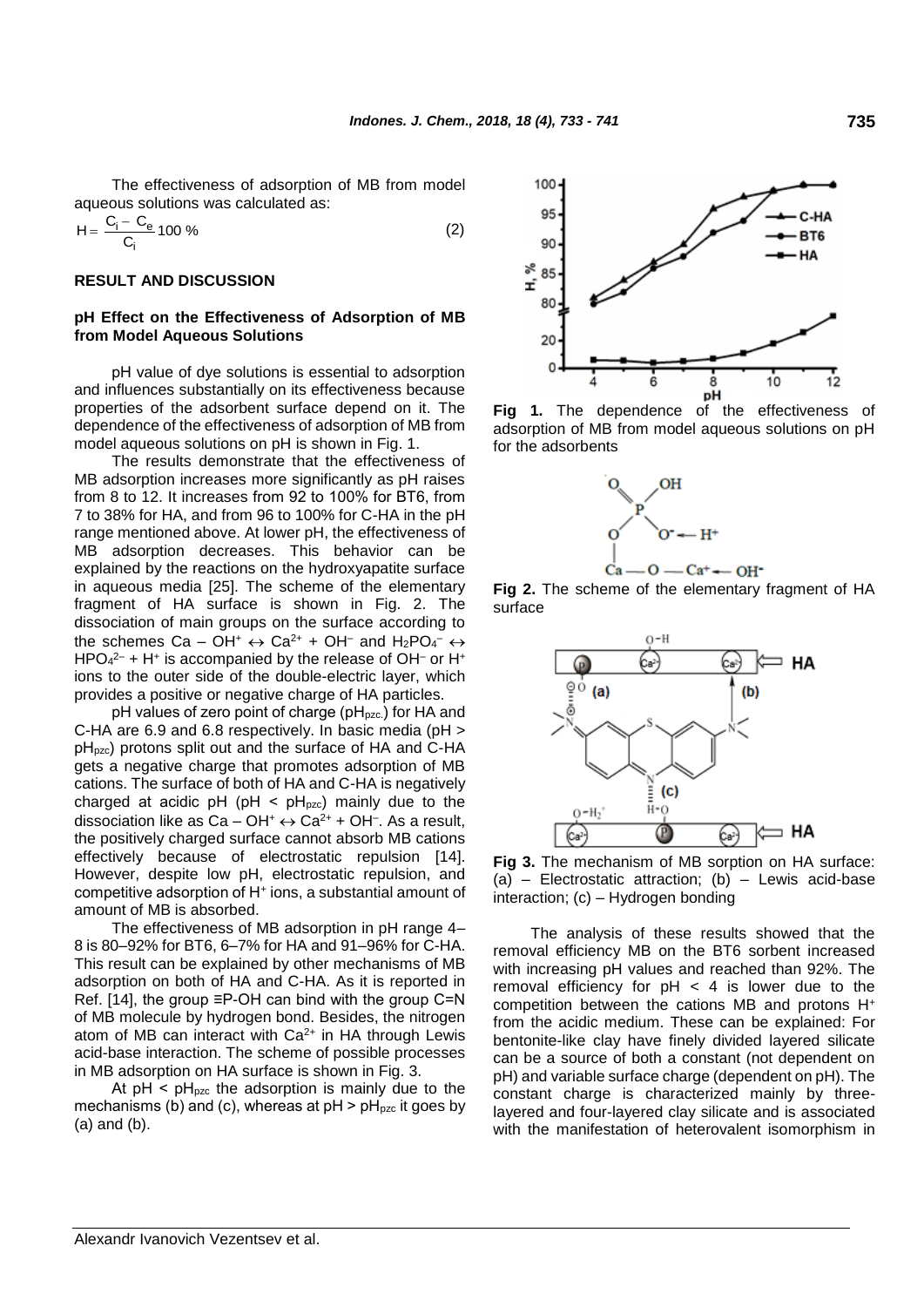The effectiveness of adsorption of MB from model aqueous solutions was calculated as:

$$H = \frac{C_i - C_e}{C_i} 100\ \% \qquad (2)$$

## RESULT AND DISCUSSION

### pH Effect on the Effectiveness of Adsorption of MB from Model Aqueous Solutions

pH value of dye solutions is essential to adsorption and influences substantially on its effectiveness because properties of the adsorbent surface depend on it. The dependence of the effectiveness of adsorption of MB from model aqueous solutions on pH is shown in Fig. 1.

The results demonstrate that the effectiveness of MB adsorption increases more significantly as pH raises from 8 to 12. It increases from 92 to 100% for BT6, from 7 to 38% for HA, and from 96 to 100% for C-HA in the pH range mentioned above. At lower pH, the effectiveness of MB adsorption decreases. This behavior can be explained by the reactions on the hydroxyapatite surface in aqueous media [25]. The scheme of the elementary fragment of HA surface is shown in Fig. 2. The dissociation of main groups on the surface according to the schemes $Ca - OH^+ \leftrightarrow Ca^{2+} + OH^-$ and $H_2PO_4^- \leftrightarrow HPO_4^{2-} + H^+$ is accompanied by the release of $OH^-$ or $H^+$ ions to the outer side of the double-electric layer, which provides a positive or negative charge of HA particles.

pH values of zero point of charge ($pH_{pzc}$) for HA and C-HA are 6.9 and 6.8 respectively. In basic media ($pH > pH_{pzc}$) protons split out and the surface of HA and C-HA gets a negative charge that promotes adsorption of MB cations. The surface of both of HA and C-HA is negatively charged at acidic pH ($pH < pH_{pzc}$) mainly due to the dissociation like as $Ca - OH^+ \leftrightarrow Ca^{2+} + OH^-$. As a result, the positively charged surface cannot absorb MB cations effectively because of electrostatic repulsion [14]. However, despite low pH, electrostatic repulsion, and competitive adsorption of $H^+$ ions, a substantial amount of amount of MB is absorbed.

The effectiveness of MB adsorption in pH range 4–8 is 80–92% for BT6, 6–7% for HA and 91–96% for C-HA. This result can be explained by other mechanisms of MB adsorption on both of HA and C-HA. As it is reported in Ref. [14], the group ≡P-OH can bind with the group C=N of MB molecule by hydrogen bond. Besides, the nitrogen atom of MB can interact with $Ca^{2+}$ in HA through Lewis acid-base interaction. The scheme of possible processes in MB adsorption on HA surface is shown in Fig. 3.

At $pH < pH_{pzc}$ the adsorption is mainly due to the mechanisms (b) and (c), whereas at $pH > pH_{pzc}$ it goes by (a) and (b).

**Fig 1.** The dependence of the effectiveness of adsorption of MB from model aqueous solutions on pH for the adsorbents

**Fig 2.** The scheme of the elementary fragment of HA surface

**Fig 3.** The mechanism of MB sorption on HA surface: (a) – Electrostatic attraction; (b) – Lewis acid-base interaction; (c) – Hydrogen bonding

The analysis of these results showed that the removal efficiency MB on the BT6 sorbent increased with increasing pH values and reached than 92%. The removal efficiency for pH < 4 is lower due to the competition between the cations MB and protons $H^+$ from the acidic medium. These can be explained: For bentonite-like clay have finely divided layered silicate can be a source of both a constant (not dependent on pH) and variable surface charge (dependent on pH). The constant charge is characterized mainly by three-layered and four-layered clay silicate and is associated with the manifestation of heterovalent isomorphism in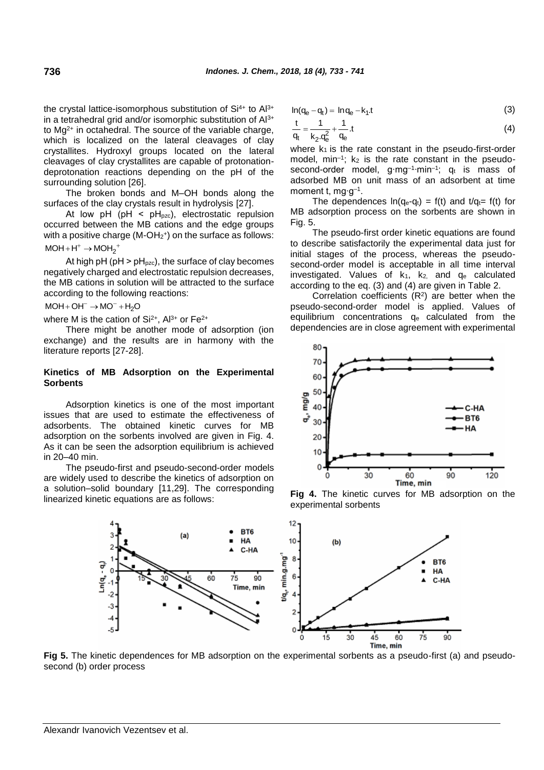the crystal lattice-isomorphous substitution of $Si^{4+}$ to $Al^{3+}$ in a tetrahedral grid and/or isomorphic substitution of $Al^{3+}$ to $Mg^{2+}$ in octahedral. The source of the variable charge, which is localized on the lateral cleavages of clay crystallites. Hydroxyl groups located on the lateral cleavages of clay crystallites are capable of protonation-deprotonation reactions depending on the pH of the surrounding solution [26].

The broken bonds and M–OH bonds along the surfaces of the clay crystals result in hydrolysis [27].

At low pH ($pH < pH_{pzc}$), electrostatic repulsion occurred between the MB cations and the edge groups with a positive charge ($M\text{-}OH_2^+$) on the surface as follows:

$$MOH + H^+ \rightarrow MOH_2^+$$

At high pH ($pH > pH_{pzc}$), the surface of clay becomes negatively charged and electrostatic repulsion decreases, the MB cations in solution will be attracted to the surface according to the following reactions:

$$MOH + OH^- \rightarrow MO^- + H_2O$$

where M is the cation of $Si^{2+}$, $Al^{3+}$ or $Fe^{2+}$

There might be another mode of adsorption (ion exchange) and the results are in harmony with the literature reports [27-28].

#### Kinetics of MB Adsorption on the Experimental Sorbents

Adsorption kinetics is one of the most important issues that are used to estimate the effectiveness of adsorbents. The obtained kinetic curves for MB adsorption on the sorbents involved are given in Fig. 4. As it can be seen the adsorption equilibrium is achieved in 20–40 min.

The pseudo-first and pseudo-second-order models are widely used to describe the kinetics of adsorption on a solution–solid boundary [11,29]. The corresponding linearized kinetic equations are as follows:

$$\ln(q_e - q_t) = \ln q_e - k_1 . t \tag{3}$$

$$\frac{t}{q_t} = \frac{1}{k_2 . q_e^2} + \frac{1}{q_e} . t \tag{4}$$

where $k_1$ is the rate constant in the pseudo-first-order model, $min^{-1}$; $k_2$ is the rate constant in the pseudo-second-order model, $g \cdot mg^{-1} \cdot min^{-1}$; $q_t$ is mass of adsorbed MB on unit mass of an adsorbent at time moment t, $mg \cdot g^{-1}$.

The dependences $\ln(q_e\text{-}q_t) = f(t)$ and $t/q_t = f(t)$ for MB adsorption process on the sorbents are shown in Fig. 5.

The pseudo-first order kinetic equations are found to describe satisfactorily the experimental data just for initial stages of the process, whereas the pseudo-second-order model is acceptable in all time interval investigated. Values of $k_1$, $k_2$, and $q_e$ calculated according to the eq. (3) and (4) are given in Table 2.

Correlation coefficients ($R^2$) are better when the pseudo-second-order model is applied. Values of equilibrium concentrations $q_e$ calculated from the dependencies are in close agreement with experimental

**Fig 4.** The kinetic curves for MB adsorption on the experimental sorbents

**Fig 5.** The kinetic dependences for MB adsorption on the experimental sorbents as a pseudo-first (a) and pseudo-second (b) order process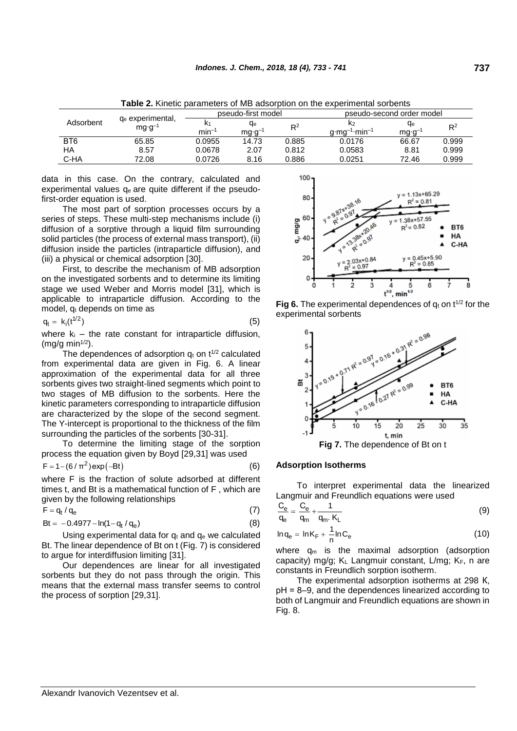**Table 2.** Kinetic parameters of MB adsorption on the experimental sorbents

| Adsorbent | $q_e$ experimental, $mg \cdot g^{-1}$ | pseudo-first model | | | pseudo-second order model | | |
|---|---|---|---|---|---|---|---|
| | | $k_1$ $min^{-1}$ | $q_e$ $mg \cdot g^{-1}$ | $R^2$ | $k_2$ $g \cdot mg^{-1} \cdot min^{-1}$ | $q_e$ $mg \cdot g^{-1}$ | $R^2$ |
| BT6 | 65.85 | 0.0955 | 14.73 | 0.885 | 0.0176 | 66.67 | 0.999 |
| HA | 8.57 | 0.0678 | 2.07 | 0.812 | 0.0583 | 8.81 | 0.999 |
| C-HA | 72.08 | 0.0726 | 8.16 | 0.886 | 0.0251 | 72.46 | 0.999 |

data in this case. On the contrary, calculated and experimental values $q_e$ are quite different if the pseudo-first-order equation is used.

The most part of sorption processes occurs by a series of steps. These multi-step mechanisms include (i) diffusion of a sorptive through a liquid film surrounding solid particles (the process of external mass transport), (ii) diffusion inside the particles (intraparticle diffusion), and (iii) a physical or chemical adsorption [30].

First, to describe the mechanism of MB adsorption on the investigated sorbents and to determine its limiting stage we used Weber and Morris model [31], which is applicable to intraparticle diffusion. According to the model, $q_t$ depends on time as

$$q_t = k_i(t^{1/2}) \quad (5)$$

where $k_i$ – the rate constant for intraparticle diffusion, (mg/g $min^{1/2}$).

The dependences of adsorption $q_t$ on $t^{1/2}$ calculated from experimental data are given in Fig. 6. A linear approximation of the experimental data for all three sorbents gives two straight-lined segments which point to two stages of MB diffusion to the sorbents. Here the kinetic parameters corresponding to intraparticle diffusion are characterized by the slope of the second segment. The Y-intercept is proportional to the thickness of the film surrounding the particles of the sorbents [30-31].

To determine the limiting stage of the sorption process the equation given by Boyd [29,31] was used

$$F = 1 - (6/\pi^2)\exp(-Bt) \quad (6)$$

where F is the fraction of solute adsorbed at different times t, and Bt is a mathematical function of F , which are given by the following relationships

$$F = q_t / q_e \quad (7)$$

$$Bt = -0.4977 - \ln(1 - q_t / q_e) \quad (8)$$

Using experimental data for $q_t$ and $q_e$ we calculated Bt. The linear dependence of Bt on t (Fig. 7) is considered to argue for interdiffusion limiting [31].

Our dependences are linear for all investigated sorbents but they do not pass through the origin. This means that the external mass transfer seems to control the process of sorption [29,31].

**Fig 6.** The experimental dependences of $q_t$ on $t^{1/2}$ for the experimental sorbents

**Fig 7.** The dependence of Bt on t

### Adsorption Isotherms

To interpret experimental data the linearized Langmuir and Freundlich equations were used

$$\frac{C_e}{q_e} = \frac{C_e}{q_m} + \frac{1}{q_m \cdot K_L} \quad (9)$$

$$\ln q_e = \ln K_F + \frac{1}{n}\ln C_e \quad (10)$$

where $q_m$ is the maximal adsorption (adsorption capacity) mg/g; $K_L$ Langmuir constant, L/mg; $K_F$, n are constants in Freundlich sorption isotherm.

The experimental adsorption isotherms at 298 K, pH = 8–9, and the dependences linearized according to both of Langmuir and Freundlich equations are shown in Fig. 8.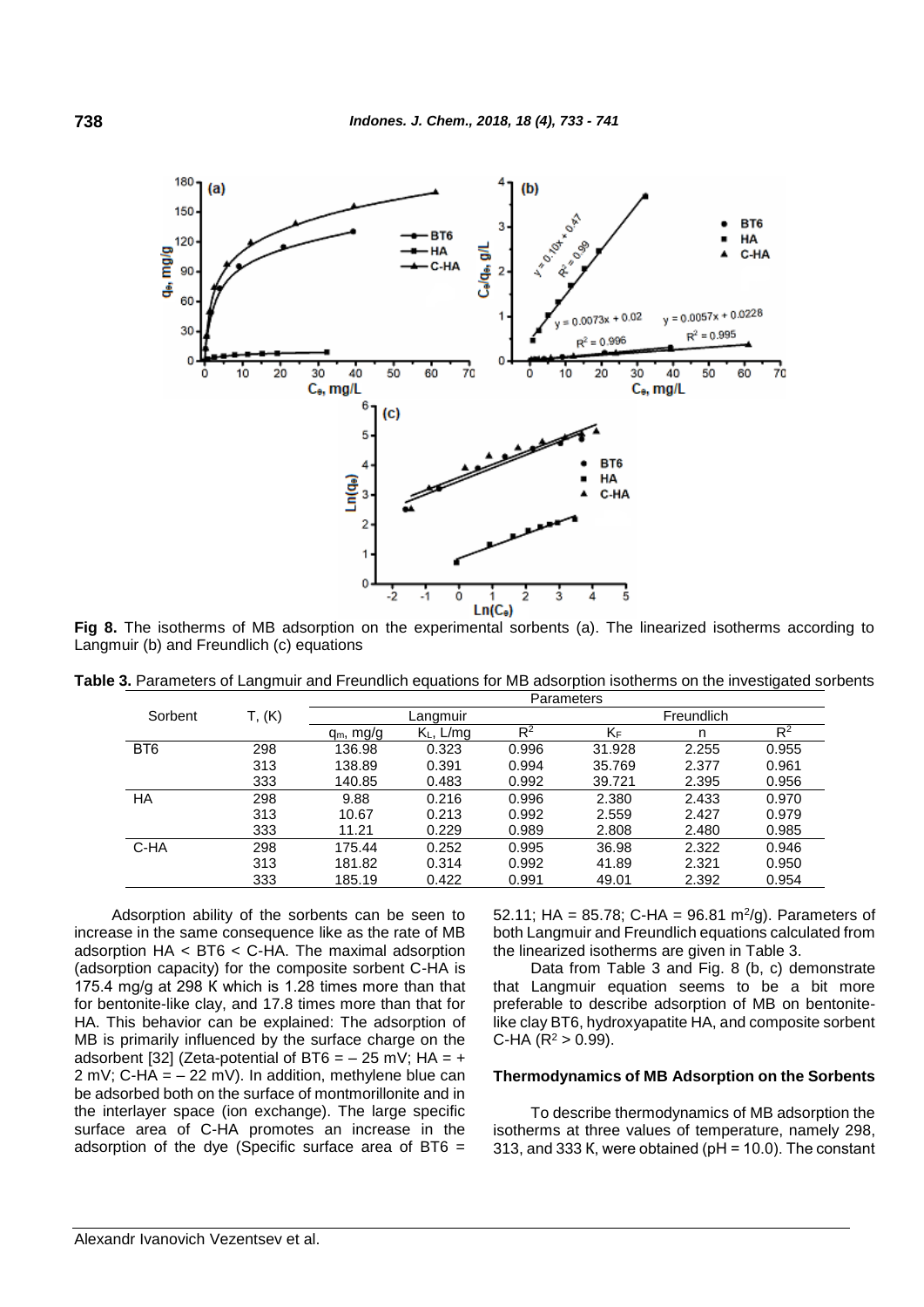**Fig 8.** The isotherms of MB adsorption on the experimental sorbents (a). The linearized isotherms according to Langmuir (b) and Freundlich (c) equations

**Table 3.** Parameters of Langmuir and Freundlich equations for MB adsorption isotherms on the investigated sorbents

| Sorbent | T, (K) | Parameters | | | | | |
|---|---|---|---|---|---|---|---|
| | | Langmuir | | | Freundlich | | |
| | | $q_m$, mg/g | $K_L$, L/mg | $R^2$ | $K_F$ | n | $R^2$ |
| BT6 | 298 | 136.98 | 0.323 | 0.996 | 31.928 | 2.255 | 0.955 |
| | 313 | 138.89 | 0.391 | 0.994 | 35.769 | 2.377 | 0.961 |
| | 333 | 140.85 | 0.483 | 0.992 | 39.721 | 2.395 | 0.956 |
| HA | 298 | 9.88 | 0.216 | 0.996 | 2.380 | 2.433 | 0.970 |
| | 313 | 10.67 | 0.213 | 0.992 | 2.559 | 2.427 | 0.979 |
| | 333 | 11.21 | 0.229 | 0.989 | 2.808 | 2.480 | 0.985 |
| C-HA | 298 | 175.44 | 0.252 | 0.995 | 36.98 | 2.322 | 0.946 |
| | 313 | 181.82 | 0.314 | 0.992 | 41.89 | 2.321 | 0.950 |
| | 333 | 185.19 | 0.422 | 0.991 | 49.01 | 2.392 | 0.954 |

Adsorption ability of the sorbents can be seen to increase in the same consequence like as the rate of MB adsorption HA < BT6 < C-HA. The maximal adsorption (adsorption capacity) for the composite sorbent C-HA is 175.4 mg/g at 298 K which is 1.28 times more than that for bentonite-like clay, and 17.8 times more than that for HA. This behavior can be explained: The adsorption of MB is primarily influenced by the surface charge on the adsorbent [32] (Zeta-potential of BT6 = – 25 mV; HA = + 2 mV; C-HA = – 22 mV). In addition, methylene blue can be adsorbed both on the surface of montmorillonite and in the interlayer space (ion exchange). The large specific surface area of C-HA promotes an increase in the adsorption of the dye (Specific surface area of BT6 = 52.11; HA = 85.78; C-HA = 96.81 $m^2/g$). Parameters of both Langmuir and Freundlich equations calculated from the linearized isotherms are given in Table 3.

Data from Table 3 and Fig. 8 (b, c) demonstrate that Langmuir equation seems to be a bit more preferable to describe adsorption of MB on bentonite-like clay BT6, hydroxyapatite HA, and composite sorbent C-HA ($R^2 > 0.99$).

### Thermodynamics of MB Adsorption on the Sorbents

To describe thermodynamics of MB adsorption the isotherms at three values of temperature, namely 298, 313, and 333 K, were obtained (pH = 10.0). The constant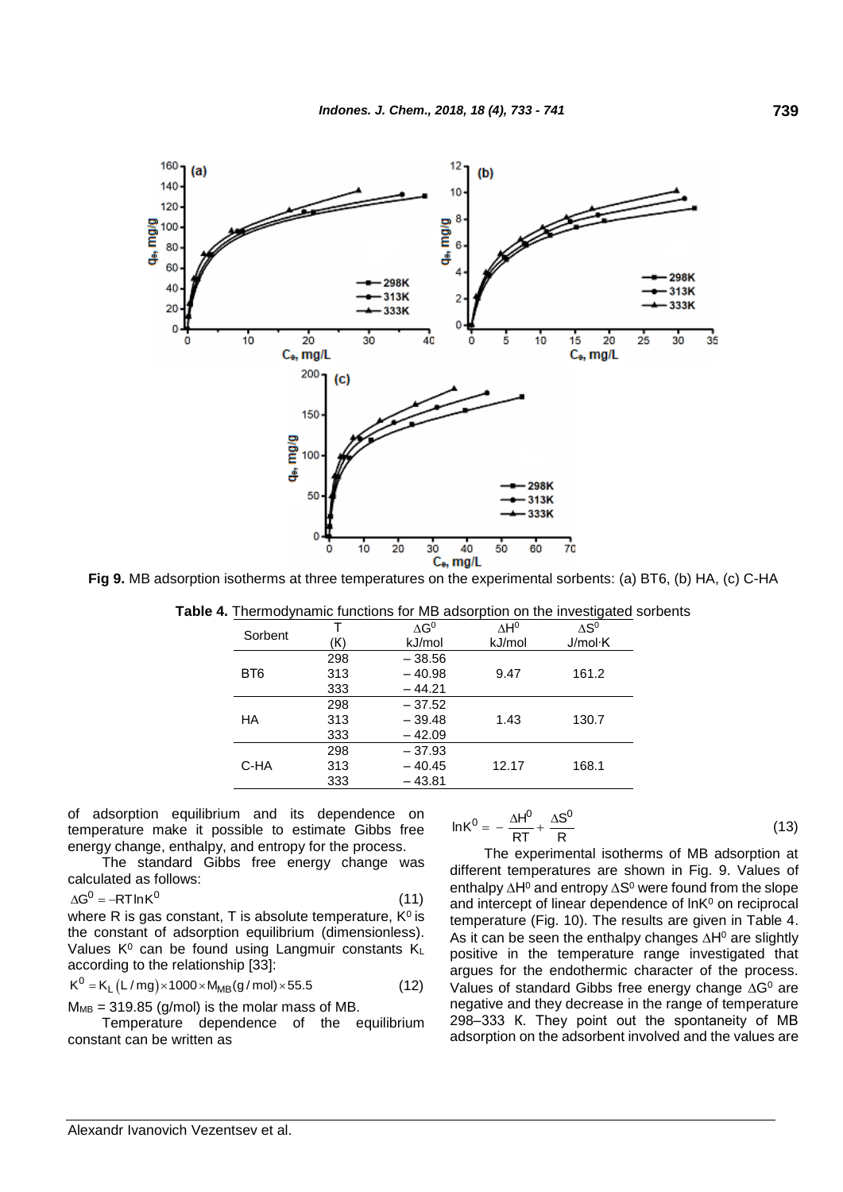Fig 9. MB adsorption isotherms at three temperatures on the experimental sorbents: (a) BT6, (b) HA, (c) C-HA

**Table 4.** Thermodynamic functions for MB adsorption on the investigated sorbents

| Sorbent | T (K) | $\Delta G^0$ kJ/mol | $\Delta H^0$ kJ/mol | $\Delta S^0$ J/mol·K |
|---|---|---|---|---|
| BT6 | 298 | – 38.56 | 9.47 | 161.2 |
| | 313 | – 40.98 | | |
| | 333 | – 44.21 | | |
| HA | 298 | – 37.52 | 1.43 | 130.7 |
| | 313 | – 39.48 | | |
| | 333 | – 42.09 | | |
| C-HA | 298 | – 37.93 | 12.17 | 168.1 |
| | 313 | – 40.45 | | |
| | 333 | – 43.81 | | |

of adsorption equilibrium and its dependence on temperature make it possible to estimate Gibbs free energy change, enthalpy, and entropy for the process.

The standard Gibbs free energy change was calculated as follows:

$$\Delta G^0 = -RT\ln K^0 \tag{11}$$

where R is gas constant, T is absolute temperature, $K^0$ is the constant of adsorption equilibrium (dimensionless). Values $K^0$ can be found using Langmuir constants $K_L$ according to the relationship [33]:

$$K^0 = K_L\,(L/mg) \times 1000 \times M_{MB}(g/mol) \times 55.5 \tag{12}$$

$M_{MB}$ = 319.85 (g/mol) is the molar mass of MB.

Temperature dependence of the equilibrium constant can be written as

$$\ln K^0 = -\frac{\Delta H^0}{RT} + \frac{\Delta S^0}{R} \tag{13}$$

The experimental isotherms of MB adsorption at different temperatures are shown in Fig. 9. Values of enthalpy $\Delta H^0$ and entropy $\Delta S^0$ were found from the slope and intercept of linear dependence of $\ln K^0$ on reciprocal temperature (Fig. 10). The results are given in Table 4. As it can be seen the enthalpy changes $\Delta H^0$ are slightly positive in the temperature range investigated that argues for the endothermic character of the process. Values of standard Gibbs free energy change $\Delta G^0$ are negative and they decrease in the range of temperature 298–333 K. They point out the spontaneity of MB adsorption on the adsorbent involved and the values are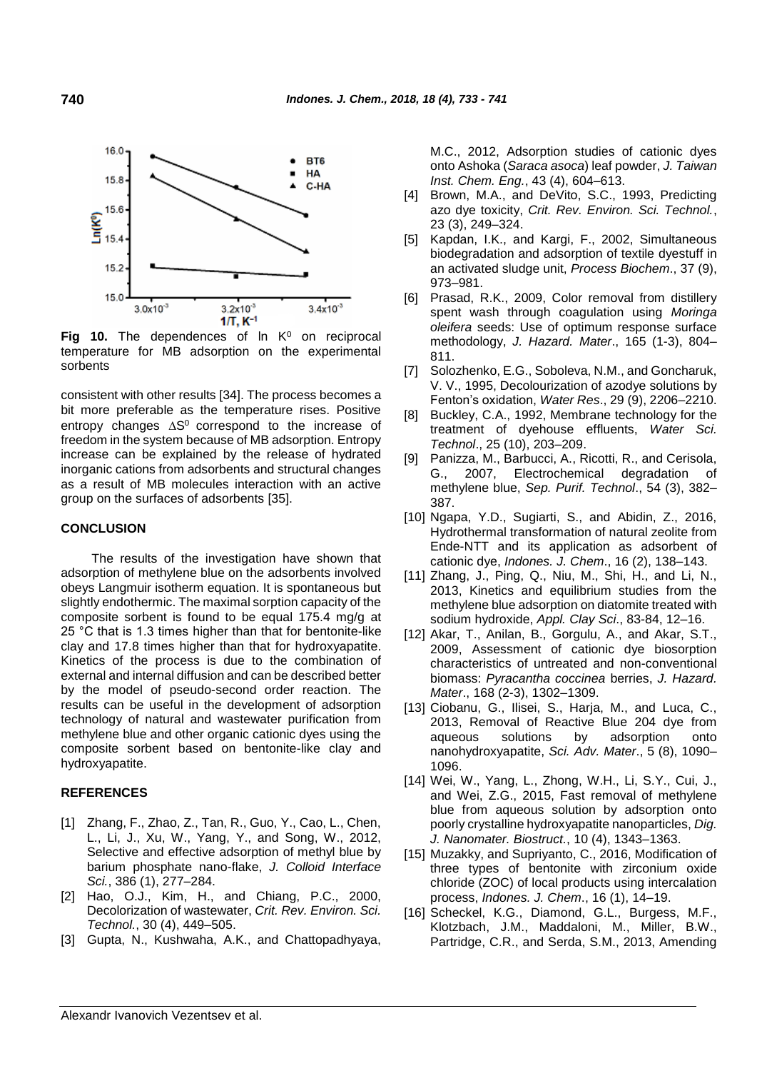Fig 10. The dependences of ln $K^0$ on reciprocal temperature for MB adsorption on the experimental sorbents

consistent with other results [34]. The process becomes a bit more preferable as the temperature rises. Positive entropy changes $\Delta S^0$ correspond to the increase of freedom in the system because of MB adsorption. Entropy increase can be explained by the release of hydrated inorganic cations from adsorbents and structural changes as a result of MB molecules interaction with an active group on the surfaces of adsorbents [35].

## CONCLUSION

The results of the investigation have shown that adsorption of methylene blue on the adsorbents involved obeys Langmuir isotherm equation. It is spontaneous but slightly endothermic. The maximal sorption capacity of the composite sorbent is found to be equal 175.4 mg/g at 25 °C that is 1.3 times higher than that for bentonite-like clay and 17.8 times higher than that for hydroxyapatite. Kinetics of the process is due to the combination of external and internal diffusion and can be described better by the model of pseudo-second order reaction. The results can be useful in the development of adsorption technology of natural and wastewater purification from methylene blue and other organic cationic dyes using the composite sorbent based on bentonite-like clay and hydroxyapatite.

## REFERENCES

[1] Zhang, F., Zhao, Z., Tan, R., Guo, Y., Cao, L., Chen, L., Li, J., Xu, W., Yang, Y., and Song, W., 2012, Selective and effective adsorption of methyl blue by barium phosphate nano-flake, *J. Colloid Interface Sci.*, 386 (1), 277–284.

[2] Hao, O.J., Kim, H., and Chiang, P.C., 2000, Decolorization of wastewater, *Crit. Rev. Environ. Sci. Technol.*, 30 (4), 449–505.

[3] Gupta, N., Kushwaha, A.K., and Chattopadhyaya, M.C., 2012, Adsorption studies of cationic dyes onto Ashoka (*Saraca asoca*) leaf powder, *J. Taiwan Inst. Chem. Eng.*, 43 (4), 604–613.

[4] Brown, M.A., and DeVito, S.C., 1993, Predicting azo dye toxicity, *Crit. Rev. Environ. Sci. Technol.*, 23 (3), 249–324.

[5] Kapdan, I.K., and Kargi, F., 2002, Simultaneous biodegradation and adsorption of textile dyestuff in an activated sludge unit, *Process Biochem*., 37 (9), 973–981.

[6] Prasad, R.K., 2009, Color removal from distillery spent wash through coagulation using *Moringa oleifera* seeds: Use of optimum response surface methodology, *J. Hazard. Mater*., 165 (1-3), 804–811.

[7] Solozhenko, E.G., Soboleva, N.M., and Goncharuk, V. V., 1995, Decolourization of azodye solutions by Fenton's oxidation, *Water Res*., 29 (9), 2206–2210.

[8] Buckley, C.A., 1992, Membrane technology for the treatment of dyehouse effluents, *Water Sci. Technol*., 25 (10), 203–209.

[9] Panizza, M., Barbucci, A., Ricotti, R., and Cerisola, G., 2007, Electrochemical degradation of methylene blue, *Sep. Purif. Technol*., 54 (3), 382–387.

[10] Ngapa, Y.D., Sugiarti, S., and Abidin, Z., 2016, Hydrothermal transformation of natural zeolite from Ende-NTT and its application as adsorbent of cationic dye, *Indones. J. Chem*., 16 (2), 138–143.

[11] Zhang, J., Ping, Q., Niu, M., Shi, H., and Li, N., 2013, Kinetics and equilibrium studies from the methylene blue adsorption on diatomite treated with sodium hydroxide, *Appl. Clay Sci*., 83-84, 12–16.

[12] Akar, T., Anilan, B., Gorgulu, A., and Akar, S.T., 2009, Assessment of cationic dye biosorption characteristics of untreated and non-conventional biomass: *Pyracantha coccinea* berries, *J. Hazard. Mater*., 168 (2-3), 1302–1309.

[13] Ciobanu, G., Ilisei, S., Harja, M., and Luca, C., 2013, Removal of Reactive Blue 204 dye from aqueous solutions by adsorption onto nanohydroxyapatite, *Sci. Adv. Mater*., 5 (8), 1090–1096.

[14] Wei, W., Yang, L., Zhong, W.H., Li, S.Y., Cui, J., and Wei, Z.G., 2015, Fast removal of methylene blue from aqueous solution by adsorption onto poorly crystalline hydroxyapatite nanoparticles, *Dig. J. Nanomater. Biostruct.*, 10 (4), 1343–1363.

[15] Muzakky, and Supriyanto, C., 2016, Modification of three types of bentonite with zirconium oxide chloride (ZOC) of local products using intercalation process, *Indones. J. Chem*., 16 (1), 14–19.

[16] Scheckel, K.G., Diamond, G.L., Burgess, M.F., Klotzbach, J.M., Maddaloni, M., Miller, B.W., Partridge, C.R., and Serda, S.M., 2013, Amending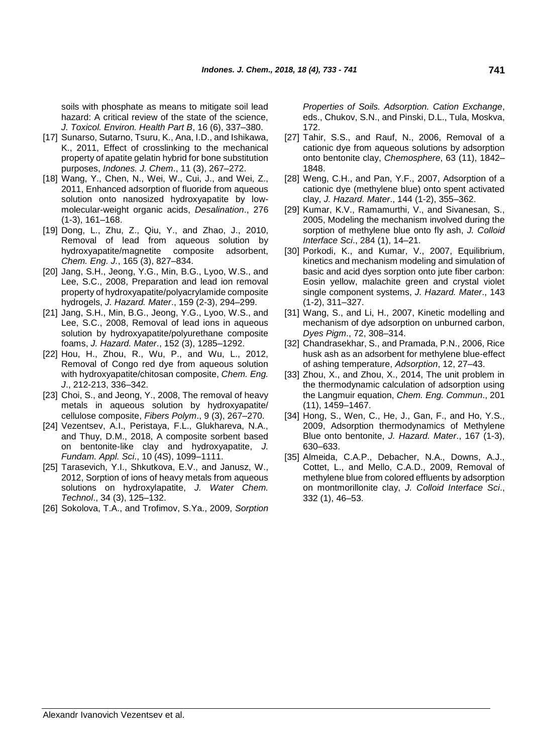soils with phosphate as means to mitigate soil lead hazard: A critical review of the state of the science, *J. Toxicol. Environ. Health Part B*, 16 (6), 337–380.

[17] Sunarso, Sutarno, Tsuru, K., Ana, I.D., and Ishikawa, K., 2011, Effect of crosslinking to the mechanical property of apatite gelatin hybrid for bone substitution purposes, *Indones. J. Chem*., 11 (3), 267–272.

[18] Wang, Y., Chen, N., Wei, W., Cui, J., and Wei, Z., 2011, Enhanced adsorption of fluoride from aqueous solution onto nanosized hydroxyapatite by low-molecular-weight organic acids, *Desalination*., 276 (1-3), 161–168.

[19] Dong, L., Zhu, Z., Qiu, Y., and Zhao, J., 2010, Removal of lead from aqueous solution by hydroxyapatite/magnetite composite adsorbent, *Chem. Eng. J*., 165 (3), 827–834.

[20] Jang, S.H., Jeong, Y.G., Min, B.G., Lyoo, W.S., and Lee, S.C., 2008, Preparation and lead ion removal property of hydroxyapatite/polyacrylamide composite hydrogels, *J. Hazard. Mater*., 159 (2-3), 294–299.

[21] Jang, S.H., Min, B.G., Jeong, Y.G., Lyoo, W.S., and Lee, S.C., 2008, Removal of lead ions in aqueous solution by hydroxyapatite/polyurethane composite foams, *J. Hazard. Mater*., 152 (3), 1285–1292.

[22] Hou, H., Zhou, R., Wu, P., and Wu, L., 2012, Removal of Congo red dye from aqueous solution with hydroxyapatite/chitosan composite, *Chem. Eng. J*., 212-213, 336–342.

[23] Choi, S., and Jeong, Y., 2008, The removal of heavy metals in aqueous solution by hydroxyapatite/ cellulose composite, *Fibers Polym*., 9 (3), 267–270.

[24] Vezentsev, A.I., Peristaya, F.L., Glukhareva, N.A., and Thuy, D.M., 2018, A composite sorbent based on bentonite-like clay and hydroxyapatite, *J. Fundam. Appl. Sci*., 10 (4S), 1099–1111.

[25] Tarasevich, Y.I., Shkutkova, E.V., and Janusz, W., 2012, Sorption of ions of heavy metals from aqueous solutions on hydroxylapatite, *J. Water Chem. Technol*., 34 (3), 125–132.

[26] Sokolova, T.A., and Trofimov, S.Ya., 2009, *Sorption Properties of Soils. Adsorption. Cation Exchange*, eds., Chukov, S.N., and Pinski, D.L., Tula, Moskva, 172.

[27] Tahir, S.S., and Rauf, N., 2006, Removal of a cationic dye from aqueous solutions by adsorption onto bentonite clay, *Chemosphere*, 63 (11), 1842–1848.

[28] Weng, C.H., and Pan, Y.F., 2007, Adsorption of a cationic dye (methylene blue) onto spent activated clay, *J. Hazard. Mater*., 144 (1-2), 355–362.

[29] Kumar, K.V., Ramamurthi, V., and Sivanesan, S., 2005, Modeling the mechanism involved during the sorption of methylene blue onto fly ash, *J. Colloid Interface Sci*., 284 (1), 14–21.

[30] Porkodi, K., and Kumar, V., 2007, Equilibrium, kinetics and mechanism modeling and simulation of basic and acid dyes sorption onto jute fiber carbon: Eosin yellow, malachite green and crystal violet single component systems, *J. Hazard. Mater*., 143 (1-2), 311–327.

[31] Wang, S., and Li, H., 2007, Kinetic modelling and mechanism of dye adsorption on unburned carbon, *Dyes Pigm*., 72, 308–314.

[32] Chandrasekhar, S., and Pramada, P.N., 2006, Rice husk ash as an adsorbent for methylene blue-effect of ashing temperature, *Adsorption*, 12, 27–43.

[33] Zhou, X., and Zhou, X., 2014, The unit problem in the thermodynamic calculation of adsorption using the Langmuir equation, *Chem. Eng. Commun*., 201 (11), 1459–1467.

[34] Hong, S., Wen, C., He, J., Gan, F., and Ho, Y.S., 2009, Adsorption thermodynamics of Methylene Blue onto bentonite, *J. Hazard. Mater*., 167 (1-3), 630–633.

[35] Almeida, C.A.P., Debacher, N.A., Downs, A.J., Cottet, L., and Mello, C.A.D., 2009, Removal of methylene blue from colored effluents by adsorption on montmorillonite clay, *J. Colloid Interface Sci*., 332 (1), 46–53.